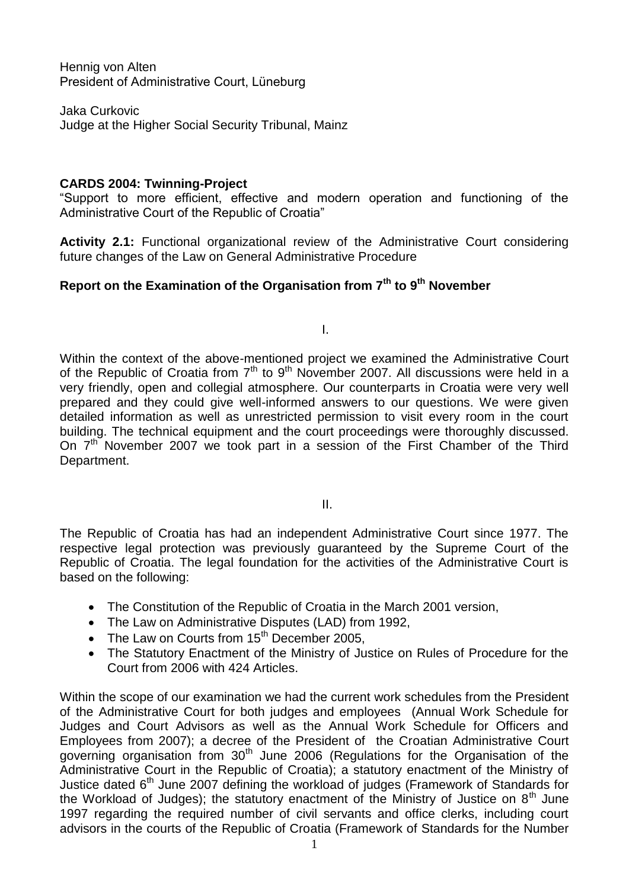Hennig von Alten
President of Administrative Court, Lüneburg

Jaka Curkovic
Judge at the Higher Social Security Tribunal, Mainz

**CARDS 2004: Twinning-Project**
"Support to more efficient, effective and modern operation and functioning of the Administrative Court of the Republic of Croatia"

**Activity 2.1:** Functional organizational review of the Administrative Court considering future changes of the Law on General Administrative Procedure

## Report on the Examination of the Organisation from 7th to 9th November

I.

Within the context of the above-mentioned project we examined the Administrative Court of the Republic of Croatia from 7th to 9th November 2007. All discussions were held in a very friendly, open and collegial atmosphere. Our counterparts in Croatia were very well prepared and they could give well-informed answers to our questions. We were given detailed information as well as unrestricted permission to visit every room in the court building. The technical equipment and the court proceedings were thoroughly discussed. On 7th November 2007 we took part in a session of the First Chamber of the Third Department.

II.

The Republic of Croatia has had an independent Administrative Court since 1977. The respective legal protection was previously guaranteed by the Supreme Court of the Republic of Croatia. The legal foundation for the activities of the Administrative Court is based on the following:

- The Constitution of the Republic of Croatia in the March 2001 version,
- The Law on Administrative Disputes (LAD) from 1992,
- The Law on Courts from 15th December 2005,
- The Statutory Enactment of the Ministry of Justice on Rules of Procedure for the Court from 2006 with 424 Articles.

Within the scope of our examination we had the current work schedules from the President of the Administrative Court for both judges and employees (Annual Work Schedule for Judges and Court Advisors as well as the Annual Work Schedule for Officers and Employees from 2007); a decree of the President of the Croatian Administrative Court governing organisation from 30th June 2006 (Regulations for the Organisation of the Administrative Court in the Republic of Croatia); a statutory enactment of the Ministry of Justice dated 6th June 2007 defining the workload of judges (Framework of Standards for the Workload of Judges); the statutory enactment of the Ministry of Justice on 8th June 1997 regarding the required number of civil servants and office clerks, including court advisors in the courts of the Republic of Croatia (Framework of Standards for the Number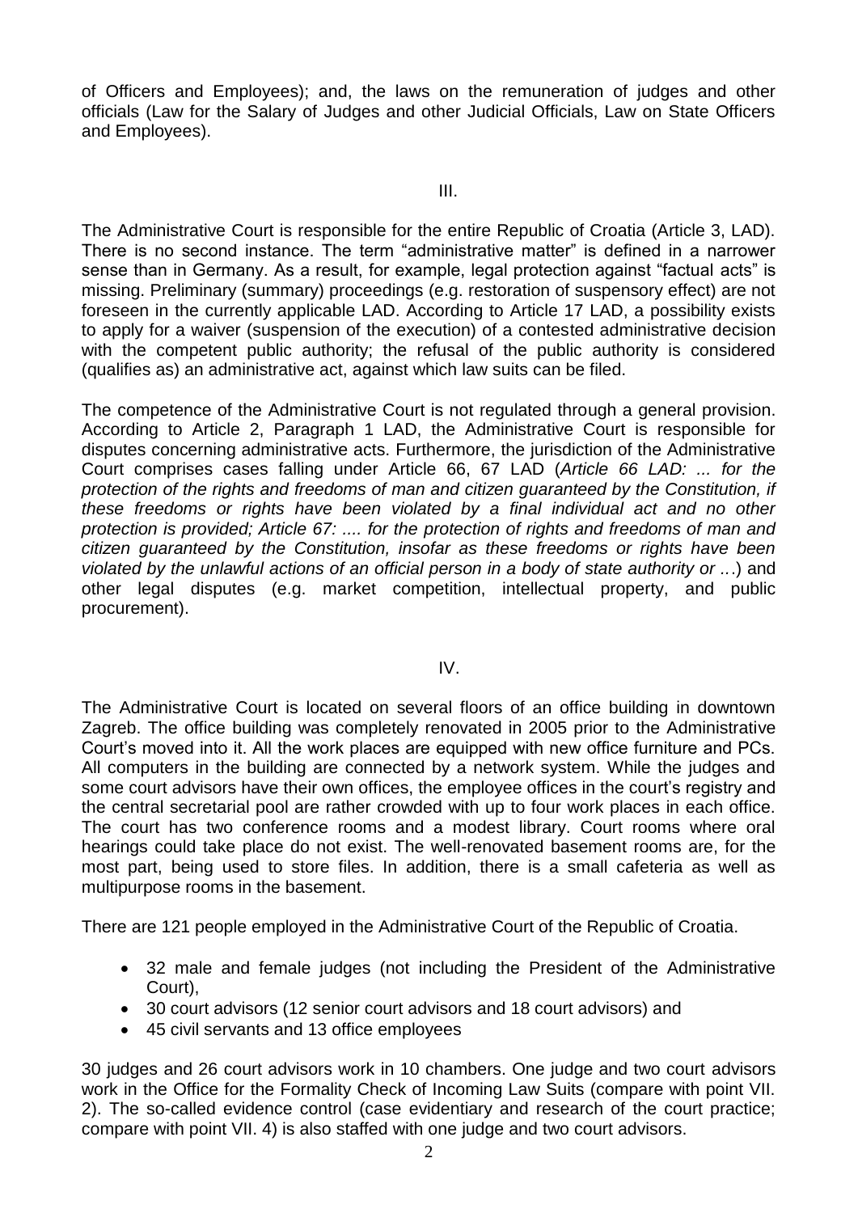of Officers and Employees); and, the laws on the remuneration of judges and other officials (Law for the Salary of Judges and other Judicial Officials, Law on State Officers and Employees).

## III.

The Administrative Court is responsible for the entire Republic of Croatia (Article 3, LAD). There is no second instance. The term "administrative matter" is defined in a narrower sense than in Germany. As a result, for example, legal protection against "factual acts" is missing. Preliminary (summary) proceedings (e.g. restoration of suspensory effect) are not foreseen in the currently applicable LAD. According to Article 17 LAD, a possibility exists to apply for a waiver (suspension of the execution) of a contested administrative decision with the competent public authority; the refusal of the public authority is considered (qualifies as) an administrative act, against which law suits can be filed.

The competence of the Administrative Court is not regulated through a general provision. According to Article 2, Paragraph 1 LAD, the Administrative Court is responsible for disputes concerning administrative acts. Furthermore, the jurisdiction of the Administrative Court comprises cases falling under Article 66, 67 LAD (*Article 66 LAD: ... for the protection of the rights and freedoms of man and citizen guaranteed by the Constitution, if these freedoms or rights have been violated by a final individual act and no other protection is provided; Article 67: .... for the protection of rights and freedoms of man and citizen guaranteed by the Constitution, insofar as these freedoms or rights have been violated by the unlawful actions of an official person in a body of state authority or ...*) and other legal disputes (e.g. market competition, intellectual property, and public procurement).

## IV.

The Administrative Court is located on several floors of an office building in downtown Zagreb. The office building was completely renovated in 2005 prior to the Administrative Court's moved into it. All the work places are equipped with new office furniture and PCs. All computers in the building are connected by a network system. While the judges and some court advisors have their own offices, the employee offices in the court's registry and the central secretarial pool are rather crowded with up to four work places in each office. The court has two conference rooms and a modest library. Court rooms where oral hearings could take place do not exist. The well-renovated basement rooms are, for the most part, being used to store files. In addition, there is a small cafeteria as well as multipurpose rooms in the basement.

There are 121 people employed in the Administrative Court of the Republic of Croatia.

- 32 male and female judges (not including the President of the Administrative Court),
- 30 court advisors (12 senior court advisors and 18 court advisors) and
- 45 civil servants and 13 office employees

30 judges and 26 court advisors work in 10 chambers. One judge and two court advisors work in the Office for the Formality Check of Incoming Law Suits (compare with point VII. 2). The so-called evidence control (case evidentiary and research of the court practice; compare with point VII. 4) is also staffed with one judge and two court advisors.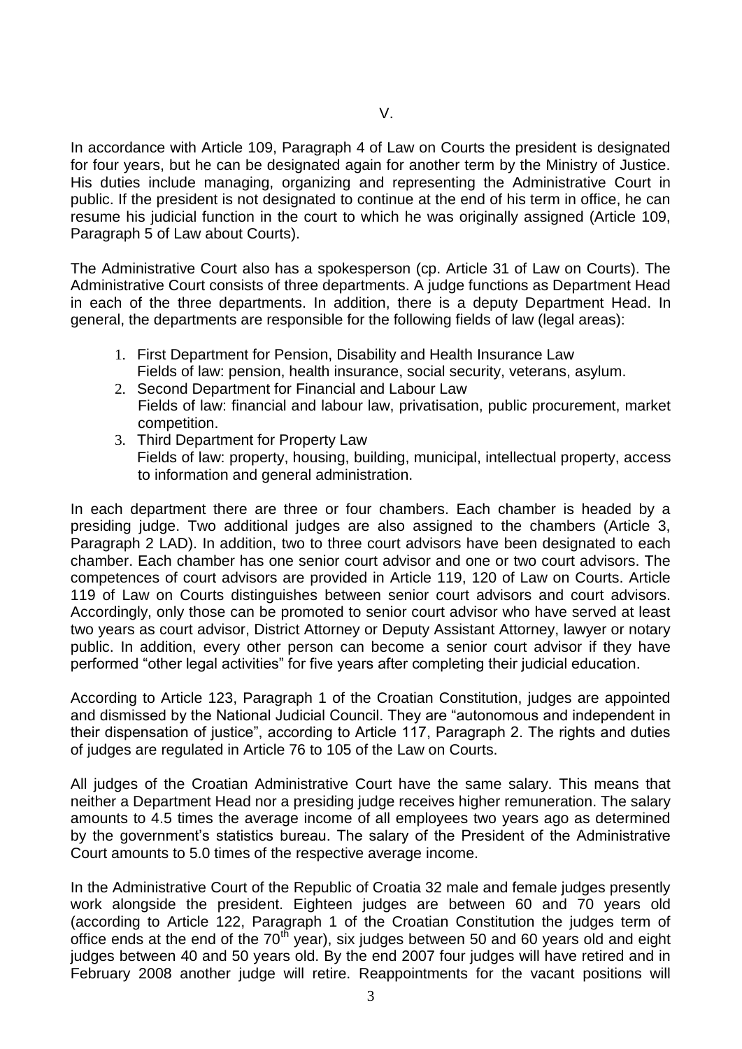V.

In accordance with Article 109, Paragraph 4 of Law on Courts the president is designated for four years, but he can be designated again for another term by the Ministry of Justice. His duties include managing, organizing and representing the Administrative Court in public. If the president is not designated to continue at the end of his term in office, he can resume his judicial function in the court to which he was originally assigned (Article 109, Paragraph 5 of Law about Courts).

The Administrative Court also has a spokesperson (cp. Article 31 of Law on Courts). The Administrative Court consists of three departments. A judge functions as Department Head in each of the three departments. In addition, there is a deputy Department Head. In general, the departments are responsible for the following fields of law (legal areas):

1. First Department for Pension, Disability and Health Insurance Law
   Fields of law: pension, health insurance, social security, veterans, asylum.
2. Second Department for Financial and Labour Law
   Fields of law: financial and labour law, privatisation, public procurement, market competition.
3. Third Department for Property Law
   Fields of law: property, housing, building, municipal, intellectual property, access to information and general administration.

In each department there are three or four chambers. Each chamber is headed by a presiding judge. Two additional judges are also assigned to the chambers (Article 3, Paragraph 2 LAD). In addition, two to three court advisors have been designated to each chamber. Each chamber has one senior court advisor and one or two court advisors. The competences of court advisors are provided in Article 119, 120 of Law on Courts. Article 119 of Law on Courts distinguishes between senior court advisors and court advisors. Accordingly, only those can be promoted to senior court advisor who have served at least two years as court advisor, District Attorney or Deputy Assistant Attorney, lawyer or notary public. In addition, every other person can become a senior court advisor if they have performed "other legal activities" for five years after completing their judicial education.

According to Article 123, Paragraph 1 of the Croatian Constitution, judges are appointed and dismissed by the National Judicial Council. They are "autonomous and independent in their dispensation of justice", according to Article 117, Paragraph 2. The rights and duties of judges are regulated in Article 76 to 105 of the Law on Courts.

All judges of the Croatian Administrative Court have the same salary. This means that neither a Department Head nor a presiding judge receives higher remuneration. The salary amounts to 4.5 times the average income of all employees two years ago as determined by the government's statistics bureau. The salary of the President of the Administrative Court amounts to 5.0 times of the respective average income.

In the Administrative Court of the Republic of Croatia 32 male and female judges presently work alongside the president. Eighteen judges are between 60 and 70 years old (according to Article 122, Paragraph 1 of the Croatian Constitution the judges term of office ends at the end of the 70th year), six judges between 50 and 60 years old and eight judges between 40 and 50 years old. By the end 2007 four judges will have retired and in February 2008 another judge will retire. Reappointments for the vacant positions will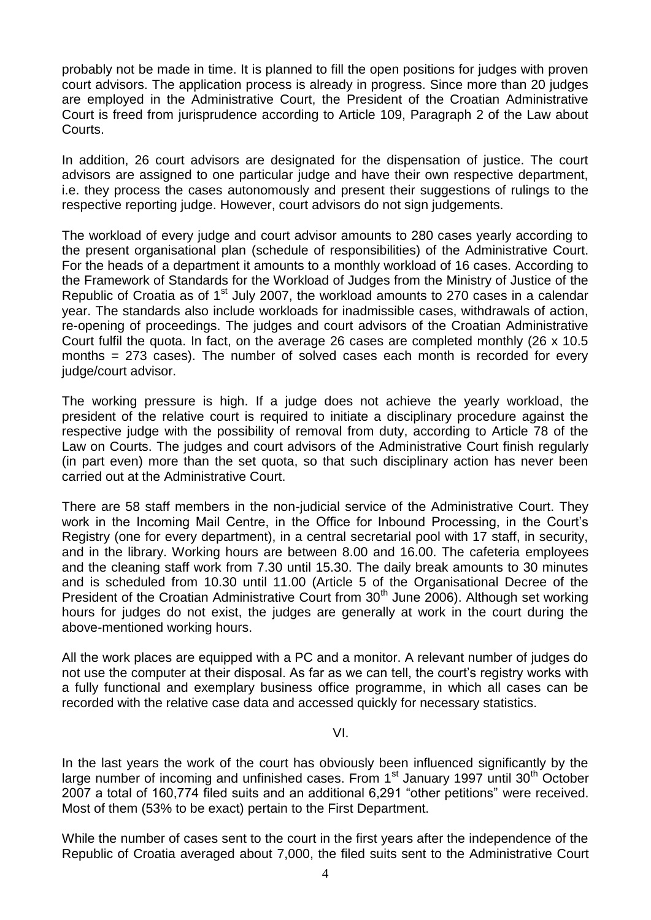probably not be made in time. It is planned to fill the open positions for judges with proven court advisors. The application process is already in progress. Since more than 20 judges are employed in the Administrative Court, the President of the Croatian Administrative Court is freed from jurisprudence according to Article 109, Paragraph 2 of the Law about Courts.

In addition, 26 court advisors are designated for the dispensation of justice. The court advisors are assigned to one particular judge and have their own respective department, i.e. they process the cases autonomously and present their suggestions of rulings to the respective reporting judge. However, court advisors do not sign judgements.

The workload of every judge and court advisor amounts to 280 cases yearly according to the present organisational plan (schedule of responsibilities) of the Administrative Court. For the heads of a department it amounts to a monthly workload of 16 cases. According to the Framework of Standards for the Workload of Judges from the Ministry of Justice of the Republic of Croatia as of 1st July 2007, the workload amounts to 270 cases in a calendar year. The standards also include workloads for inadmissible cases, withdrawals of action, re-opening of proceedings. The judges and court advisors of the Croatian Administrative Court fulfil the quota. In fact, on the average 26 cases are completed monthly (26 x 10.5 months = 273 cases). The number of solved cases each month is recorded for every judge/court advisor.

The working pressure is high. If a judge does not achieve the yearly workload, the president of the relative court is required to initiate a disciplinary procedure against the respective judge with the possibility of removal from duty, according to Article 78 of the Law on Courts. The judges and court advisors of the Administrative Court finish regularly (in part even) more than the set quota, so that such disciplinary action has never been carried out at the Administrative Court.

There are 58 staff members in the non-judicial service of the Administrative Court. They work in the Incoming Mail Centre, in the Office for Inbound Processing, in the Court's Registry (one for every department), in a central secretarial pool with 17 staff, in security, and in the library. Working hours are between 8.00 and 16.00. The cafeteria employees and the cleaning staff work from 7.30 until 15.30. The daily break amounts to 30 minutes and is scheduled from 10.30 until 11.00 (Article 5 of the Organisational Decree of the President of the Croatian Administrative Court from 30th June 2006). Although set working hours for judges do not exist, the judges are generally at work in the court during the above-mentioned working hours.

All the work places are equipped with a PC and a monitor. A relevant number of judges do not use the computer at their disposal. As far as we can tell, the court's registry works with a fully functional and exemplary business office programme, in which all cases can be recorded with the relative case data and accessed quickly for necessary statistics.

## VI.

In the last years the work of the court has obviously been influenced significantly by the large number of incoming and unfinished cases. From 1st January 1997 until 30th October 2007 a total of 160,774 filed suits and an additional 6,291 "other petitions" were received. Most of them (53% to be exact) pertain to the First Department.

While the number of cases sent to the court in the first years after the independence of the Republic of Croatia averaged about 7,000, the filed suits sent to the Administrative Court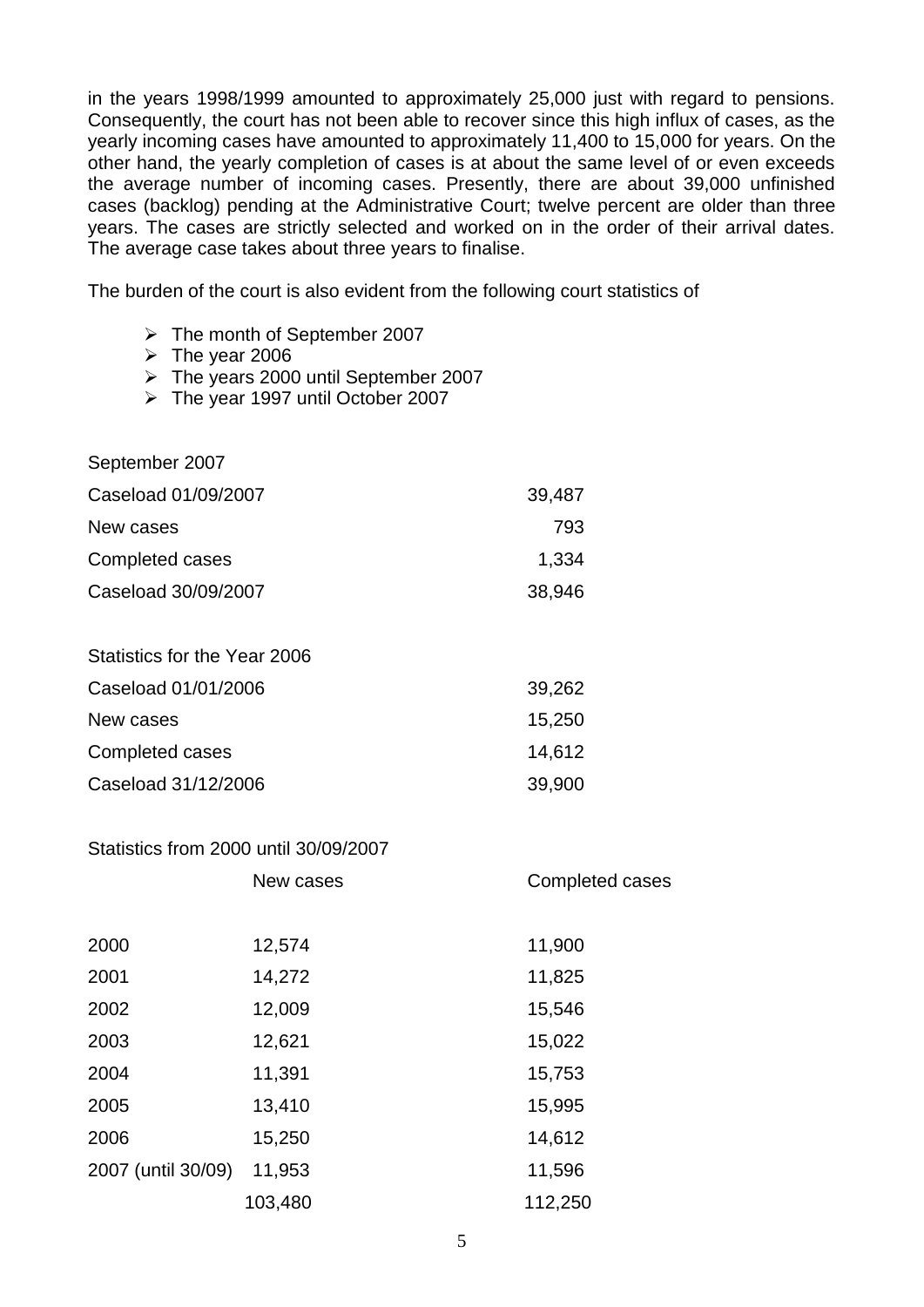in the years 1998/1999 amounted to approximately 25,000 just with regard to pensions. Consequently, the court has not been able to recover since this high influx of cases, as the yearly incoming cases have amounted to approximately 11,400 to 15,000 for years. On the other hand, the yearly completion of cases is at about the same level of or even exceeds the average number of incoming cases. Presently, there are about 39,000 unfinished cases (backlog) pending at the Administrative Court; twelve percent are older than three years. The cases are strictly selected and worked on in the order of their arrival dates. The average case takes about three years to finalise.

The burden of the court is also evident from the following court statistics of

- The month of September 2007
- The year 2006
- The years 2000 until September 2007
- The year 1997 until October 2007

September 2007

| | |
|---|---|
| Caseload 01/09/2007 | 39,487 |
| New cases | 793 |
| Completed cases | 1,334 |
| Caseload 30/09/2007 | 38,946 |

Statistics for the Year 2006

| | |
|---|---|
| Caseload 01/01/2006 | 39,262 |
| New cases | 15,250 |
| Completed cases | 14,612 |
| Caseload 31/12/2006 | 39,900 |

Statistics from 2000 until 30/09/2007

| | New cases | Completed cases |
|---|---|---|
| 2000 | 12,574 | 11,900 |
| 2001 | 14,272 | 11,825 |
| 2002 | 12,009 | 15,546 |
| 2003 | 12,621 | 15,022 |
| 2004 | 11,391 | 15,753 |
| 2005 | 13,410 | 15,995 |
| 2006 | 15,250 | 14,612 |
| 2007 (until 30/09) | 11,953 | 11,596 |
| | 103,480 | 112,250 |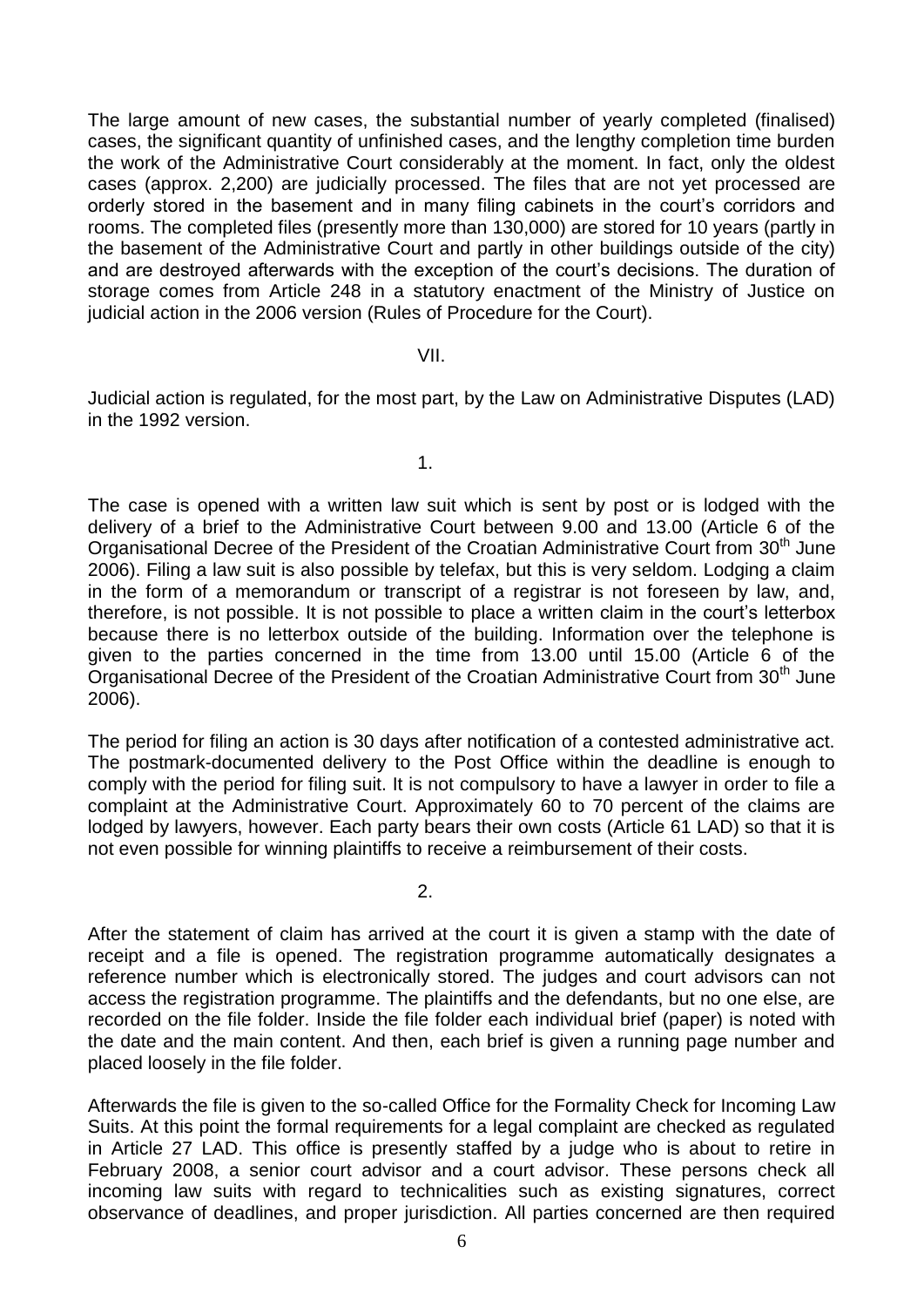The large amount of new cases, the substantial number of yearly completed (finalised) cases, the significant quantity of unfinished cases, and the lengthy completion time burden the work of the Administrative Court considerably at the moment. In fact, only the oldest cases (approx. 2,200) are judicially processed. The files that are not yet processed are orderly stored in the basement and in many filing cabinets in the court's corridors and rooms. The completed files (presently more than 130,000) are stored for 10 years (partly in the basement of the Administrative Court and partly in other buildings outside of the city) and are destroyed afterwards with the exception of the court's decisions. The duration of storage comes from Article 248 in a statutory enactment of the Ministry of Justice on judicial action in the 2006 version (Rules of Procedure for the Court).

## VII.

Judicial action is regulated, for the most part, by the Law on Administrative Disputes (LAD) in the 1992 version.

### 1.

The case is opened with a written law suit which is sent by post or is lodged with the delivery of a brief to the Administrative Court between 9.00 and 13.00 (Article 6 of the Organisational Decree of the President of the Croatian Administrative Court from 30th June 2006). Filing a law suit is also possible by telefax, but this is very seldom. Lodging a claim in the form of a memorandum or transcript of a registrar is not foreseen by law, and, therefore, is not possible. It is not possible to place a written claim in the court's letterbox because there is no letterbox outside of the building. Information over the telephone is given to the parties concerned in the time from 13.00 until 15.00 (Article 6 of the Organisational Decree of the President of the Croatian Administrative Court from 30th June 2006).

The period for filing an action is 30 days after notification of a contested administrative act. The postmark-documented delivery to the Post Office within the deadline is enough to comply with the period for filing suit. It is not compulsory to have a lawyer in order to file a complaint at the Administrative Court. Approximately 60 to 70 percent of the claims are lodged by lawyers, however. Each party bears their own costs (Article 61 LAD) so that it is not even possible for winning plaintiffs to receive a reimbursement of their costs.

### 2.

After the statement of claim has arrived at the court it is given a stamp with the date of receipt and a file is opened. The registration programme automatically designates a reference number which is electronically stored. The judges and court advisors can not access the registration programme. The plaintiffs and the defendants, but no one else, are recorded on the file folder. Inside the file folder each individual brief (paper) is noted with the date and the main content. And then, each brief is given a running page number and placed loosely in the file folder.

Afterwards the file is given to the so-called Office for the Formality Check for Incoming Law Suits. At this point the formal requirements for a legal complaint are checked as regulated in Article 27 LAD. This office is presently staffed by a judge who is about to retire in February 2008, a senior court advisor and a court advisor. These persons check all incoming law suits with regard to technicalities such as existing signatures, correct observance of deadlines, and proper jurisdiction. All parties concerned are then required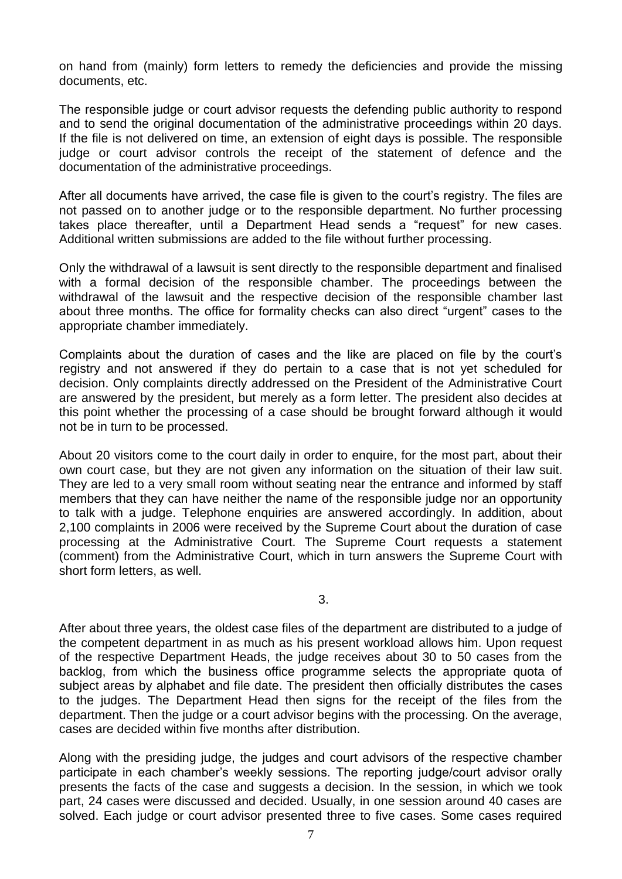on hand from (mainly) form letters to remedy the deficiencies and provide the missing documents, etc.

The responsible judge or court advisor requests the defending public authority to respond and to send the original documentation of the administrative proceedings within 20 days. If the file is not delivered on time, an extension of eight days is possible. The responsible judge or court advisor controls the receipt of the statement of defence and the documentation of the administrative proceedings.

After all documents have arrived, the case file is given to the court's registry. The files are not passed on to another judge or to the responsible department. No further processing takes place thereafter, until a Department Head sends a "request" for new cases. Additional written submissions are added to the file without further processing.

Only the withdrawal of a lawsuit is sent directly to the responsible department and finalised with a formal decision of the responsible chamber. The proceedings between the withdrawal of the lawsuit and the respective decision of the responsible chamber last about three months. The office for formality checks can also direct "urgent" cases to the appropriate chamber immediately.

Complaints about the duration of cases and the like are placed on file by the court's registry and not answered if they do pertain to a case that is not yet scheduled for decision. Only complaints directly addressed on the President of the Administrative Court are answered by the president, but merely as a form letter. The president also decides at this point whether the processing of a case should be brought forward although it would not be in turn to be processed.

About 20 visitors come to the court daily in order to enquire, for the most part, about their own court case, but they are not given any information on the situation of their law suit. They are led to a very small room without seating near the entrance and informed by staff members that they can have neither the name of the responsible judge nor an opportunity to talk with a judge. Telephone enquiries are answered accordingly. In addition, about 2,100 complaints in 2006 were received by the Supreme Court about the duration of case processing at the Administrative Court. The Supreme Court requests a statement (comment) from the Administrative Court, which in turn answers the Supreme Court with short form letters, as well.

3.

After about three years, the oldest case files of the department are distributed to a judge of the competent department in as much as his present workload allows him. Upon request of the respective Department Heads, the judge receives about 30 to 50 cases from the backlog, from which the business office programme selects the appropriate quota of subject areas by alphabet and file date. The president then officially distributes the cases to the judges. The Department Head then signs for the receipt of the files from the department. Then the judge or a court advisor begins with the processing. On the average, cases are decided within five months after distribution.

Along with the presiding judge, the judges and court advisors of the respective chamber participate in each chamber's weekly sessions. The reporting judge/court advisor orally presents the facts of the case and suggests a decision. In the session, in which we took part, 24 cases were discussed and decided. Usually, in one session around 40 cases are solved. Each judge or court advisor presented three to five cases. Some cases required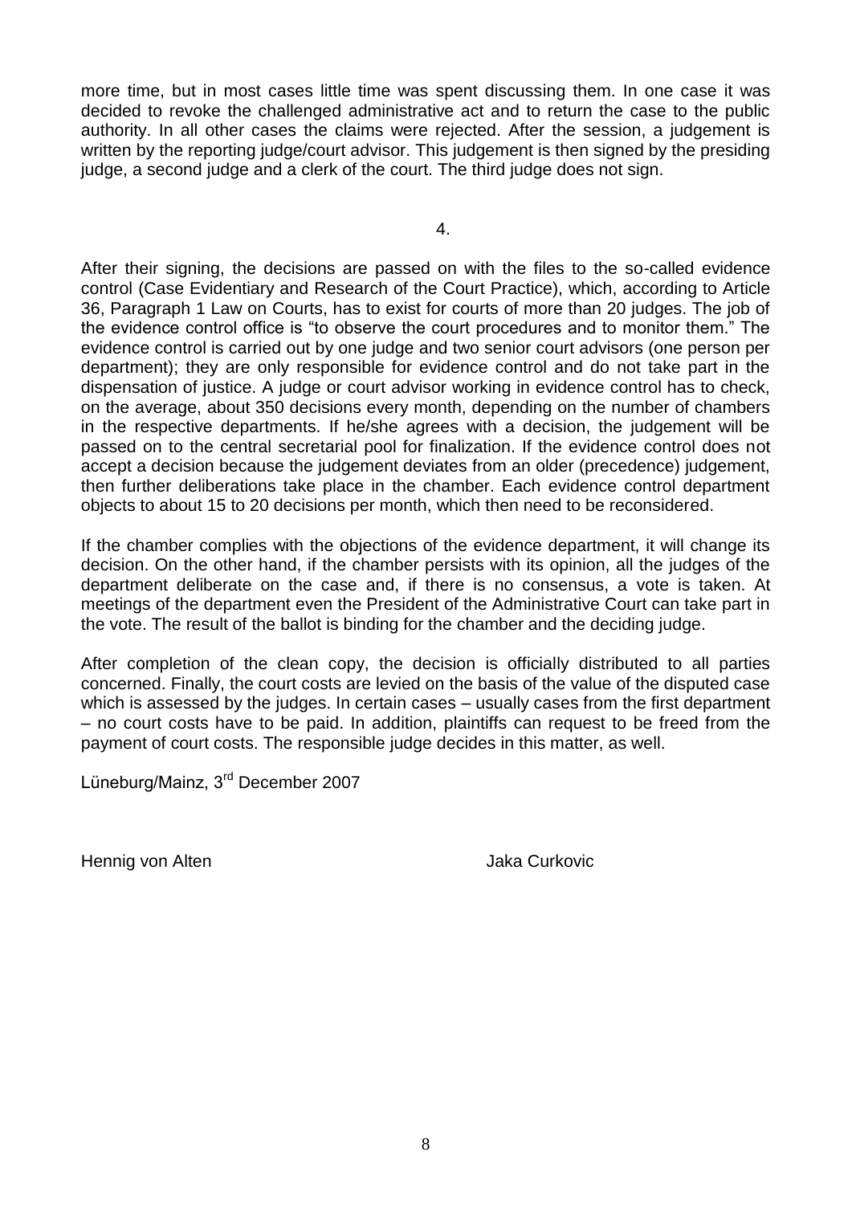more time, but in most cases little time was spent discussing them. In one case it was decided to revoke the challenged administrative act and to return the case to the public authority. In all other cases the claims were rejected. After the session, a judgement is written by the reporting judge/court advisor. This judgement is then signed by the presiding judge, a second judge and a clerk of the court. The third judge does not sign.

4.

After their signing, the decisions are passed on with the files to the so-called evidence control (Case Evidentiary and Research of the Court Practice), which, according to Article 36, Paragraph 1 Law on Courts, has to exist for courts of more than 20 judges. The job of the evidence control office is "to observe the court procedures and to monitor them." The evidence control is carried out by one judge and two senior court advisors (one person per department); they are only responsible for evidence control and do not take part in the dispensation of justice. A judge or court advisor working in evidence control has to check, on the average, about 350 decisions every month, depending on the number of chambers in the respective departments. If he/she agrees with a decision, the judgement will be passed on to the central secretarial pool for finalization. If the evidence control does not accept a decision because the judgement deviates from an older (precedence) judgement, then further deliberations take place in the chamber. Each evidence control department objects to about 15 to 20 decisions per month, which then need to be reconsidered.

If the chamber complies with the objections of the evidence department, it will change its decision. On the other hand, if the chamber persists with its opinion, all the judges of the department deliberate on the case and, if there is no consensus, a vote is taken. At meetings of the department even the President of the Administrative Court can take part in the vote. The result of the ballot is binding for the chamber and the deciding judge.

After completion of the clean copy, the decision is officially distributed to all parties concerned. Finally, the court costs are levied on the basis of the value of the disputed case which is assessed by the judges. In certain cases – usually cases from the first department – no court costs have to be paid. In addition, plaintiffs can request to be freed from the payment of court costs. The responsible judge decides in this matter, as well.

Lüneburg/Mainz, 3rd December 2007

Hennig von Alten                    Jaka Curkovic